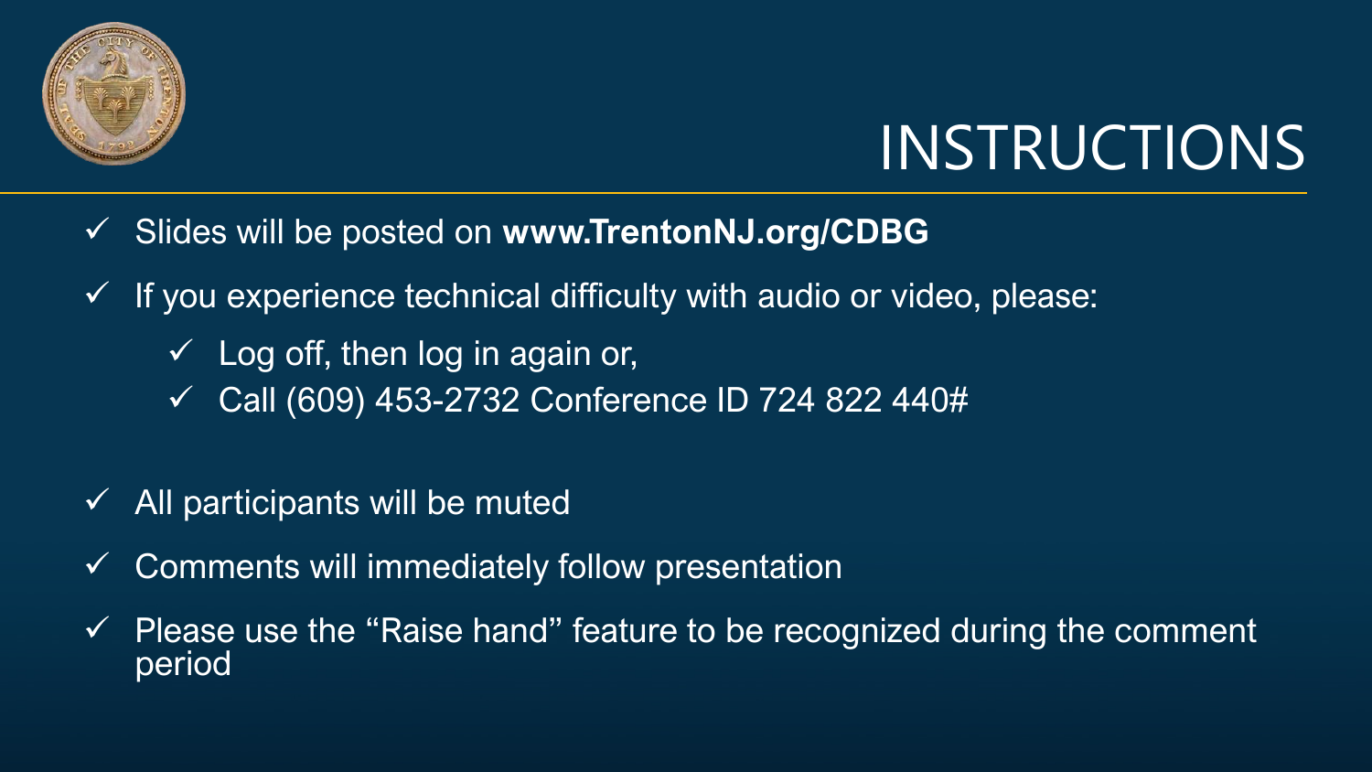# INSTRUCTIONS

- ✓ Slides will be posted on **www.TrentonNJ.org/CDBG**
- ✓ If you experience technical difficulty with audio or video, please:
  - ✓ Log off, then log in again or,
  - ✓ Call (609) 453-2732 Conference ID 724 822 440#
- ✓ All participants will be muted
- ✓ Comments will immediately follow presentation
- ✓ Please use the "Raise hand" feature to be recognized during the comment period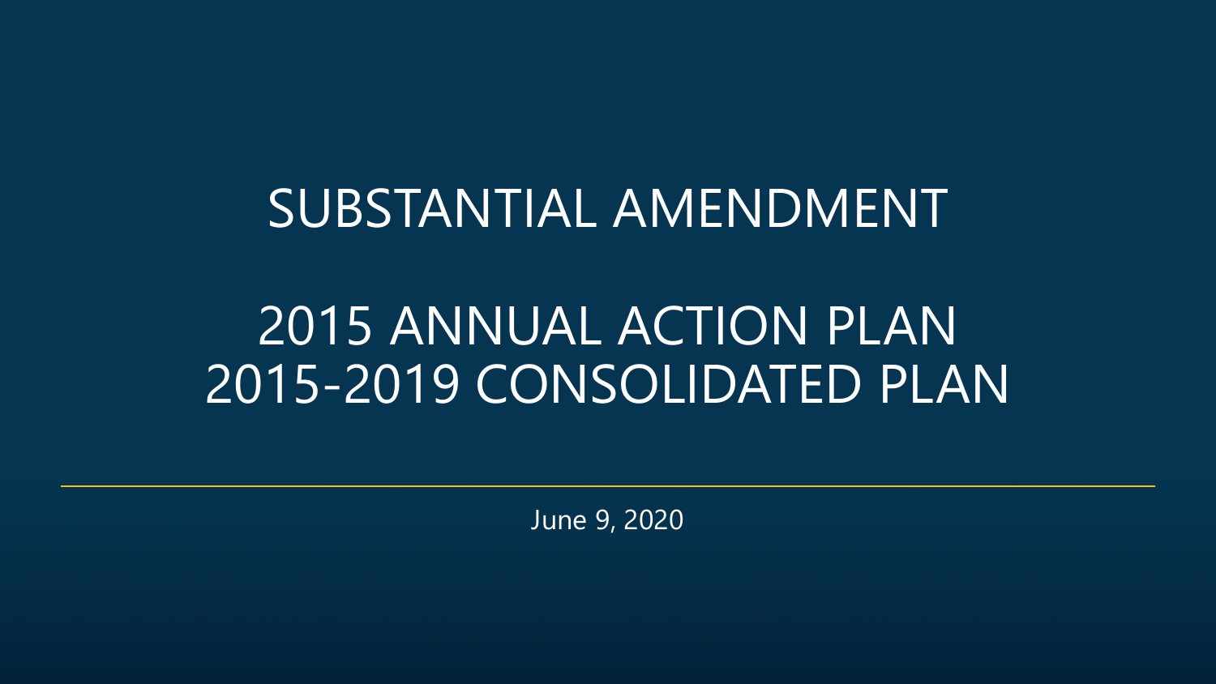# SUBSTANTIAL AMENDMENT

# 2015 ANNUAL ACTION PLAN
# 2015-2019 CONSOLIDATED PLAN

June 9, 2020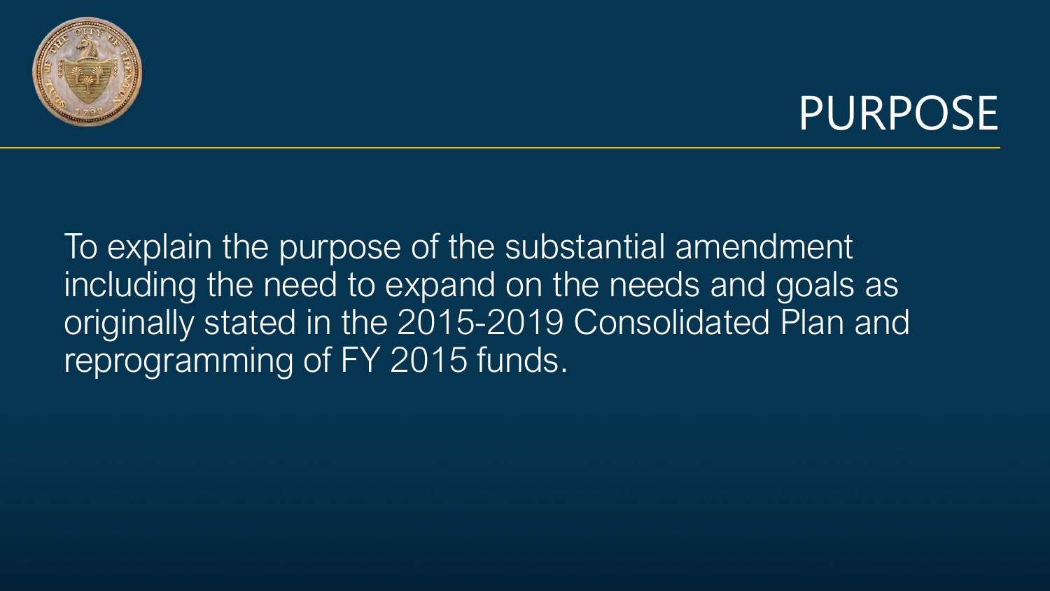# PURPOSE

To explain the purpose of the substantial amendment including the need to expand on the needs and goals as originally stated in the 2015-2019 Consolidated Plan and reprogramming of FY 2015 funds.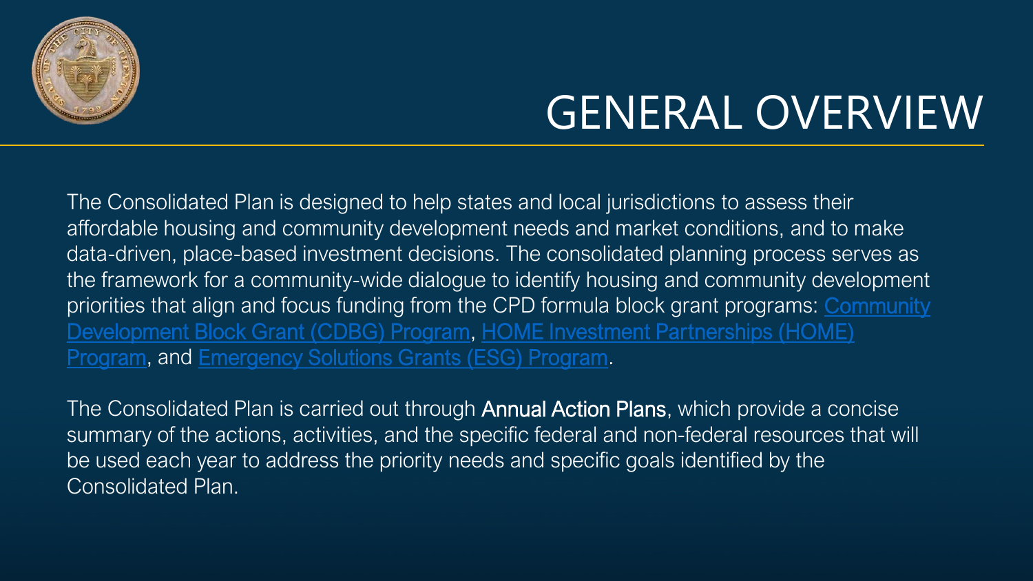# GENERAL OVERVIEW

The Consolidated Plan is designed to help states and local jurisdictions to assess their affordable housing and community development needs and market conditions, and to make data-driven, place-based investment decisions. The consolidated planning process serves as the framework for a community-wide dialogue to identify housing and community development priorities that align and focus funding from the CPD formula block grant programs: Community Development Block Grant (CDBG) Program, HOME Investment Partnerships (HOME) Program, and Emergency Solutions Grants (ESG) Program.

The Consolidated Plan is carried out through **Annual Action Plans**, which provide a concise summary of the actions, activities, and the specific federal and non-federal resources that will be used each year to address the priority needs and specific goals identified by the Consolidated Plan.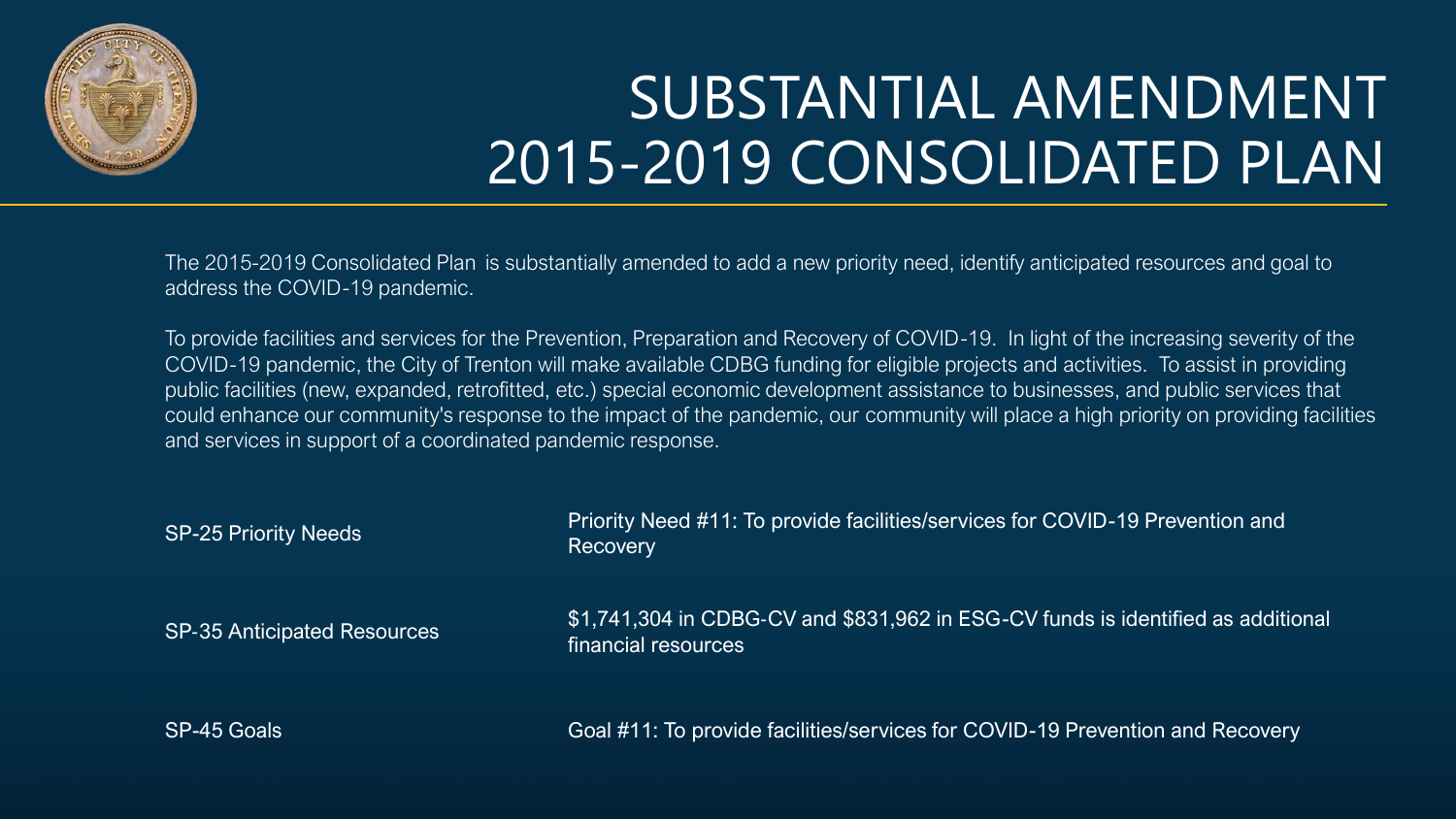# SUBSTANTIAL AMENDMENT 2015-2019 CONSOLIDATED PLAN

The 2015-2019 Consolidated Plan is substantially amended to add a new priority need, identify anticipated resources and goal to address the COVID-19 pandemic.

To provide facilities and services for the Prevention, Preparation and Recovery of COVID-19. In light of the increasing severity of the COVID-19 pandemic, the City of Trenton will make available CDBG funding for eligible projects and activities. To assist in providing public facilities (new, expanded, retrofitted, etc.) special economic development assistance to businesses, and public services that could enhance our community's response to the impact of the pandemic, our community will place a high priority on providing facilities and services in support of a coordinated pandemic response.

| | |
|---|---|
| SP-25 Priority Needs | Priority Need #11: To provide facilities/services for COVID-19 Prevention and Recovery |
| SP-35 Anticipated Resources | $1,741,304 in CDBG-CV and $831,962 in ESG-CV funds is identified as additional financial resources |
| SP-45 Goals | Goal #11: To provide facilities/services for COVID-19 Prevention and Recovery |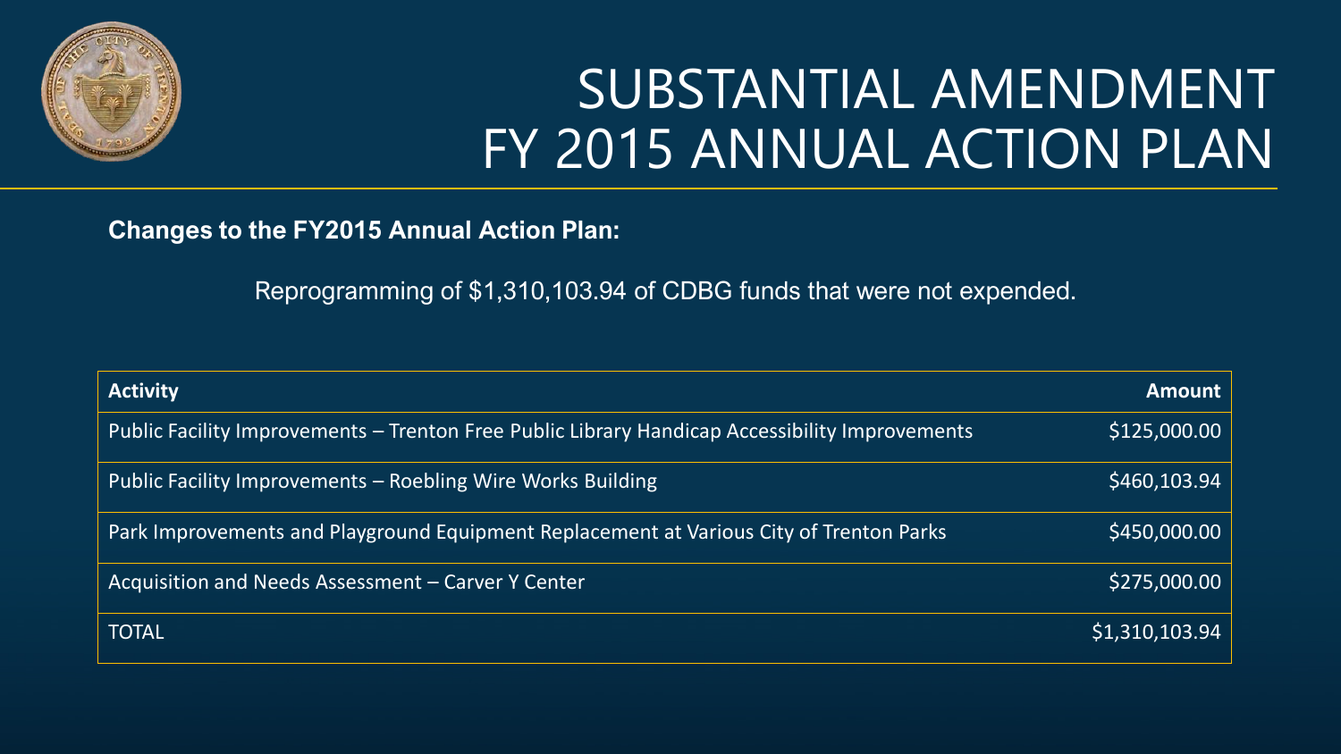# SUBSTANTIAL AMENDMENT FY 2015 ANNUAL ACTION PLAN

**Changes to the FY2015 Annual Action Plan:**

Reprogramming of $1,310,103.94 of CDBG funds that were not expended.

| Activity | Amount |
|---|---|
| Public Facility Improvements – Trenton Free Public Library Handicap Accessibility Improvements | $125,000.00 |
| Public Facility Improvements – Roebling Wire Works Building | $460,103.94 |
| Park Improvements and Playground Equipment Replacement at Various City of Trenton Parks | $450,000.00 |
| Acquisition and Needs Assessment – Carver Y Center | $275,000.00 |
| TOTAL | $1,310,103.94 |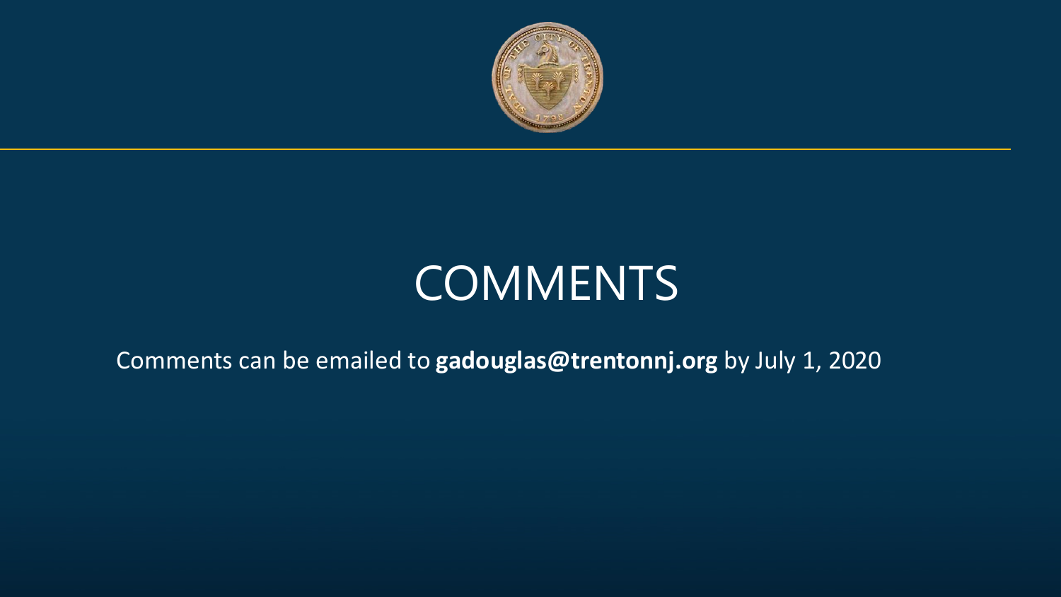# COMMENTS

Comments can be emailed to **gadouglas@trentonnj.org** by July 1, 2020